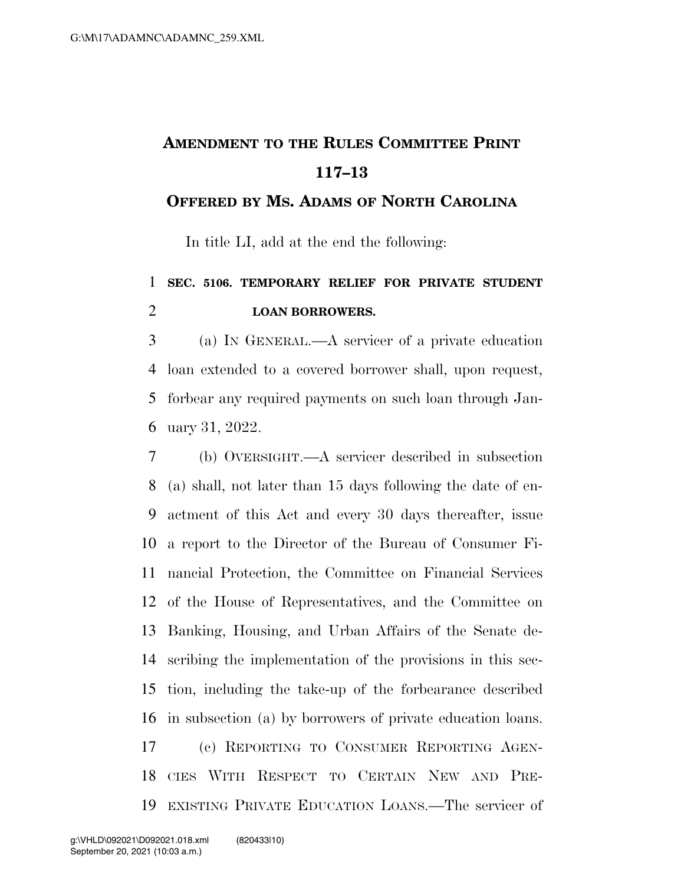# Amendment to the Rules Committee Print 117–13

## Offered by Ms. Adams of North Carolina

In title LI, add at the end the following:

**SEC. 5106. TEMPORARY RELIEF FOR PRIVATE STUDENT LOAN BORROWERS.**

(a) IN GENERAL.—A servicer of a private education loan extended to a covered borrower shall, upon request, forbear any required payments on such loan through January 31, 2022.

(b) OVERSIGHT.—A servicer described in subsection (a) shall, not later than 15 days following the date of enactment of this Act and every 30 days thereafter, issue a report to the Director of the Bureau of Consumer Financial Protection, the Committee on Financial Services of the House of Representatives, and the Committee on Banking, Housing, and Urban Affairs of the Senate describing the implementation of the provisions in this section, including the take-up of the forbearance described in subsection (a) by borrowers of private education loans.

(c) REPORTING TO CONSUMER REPORTING AGENCIES WITH RESPECT TO CERTAIN NEW AND PRE-EXISTING PRIVATE EDUCATION LOANS.—The servicer of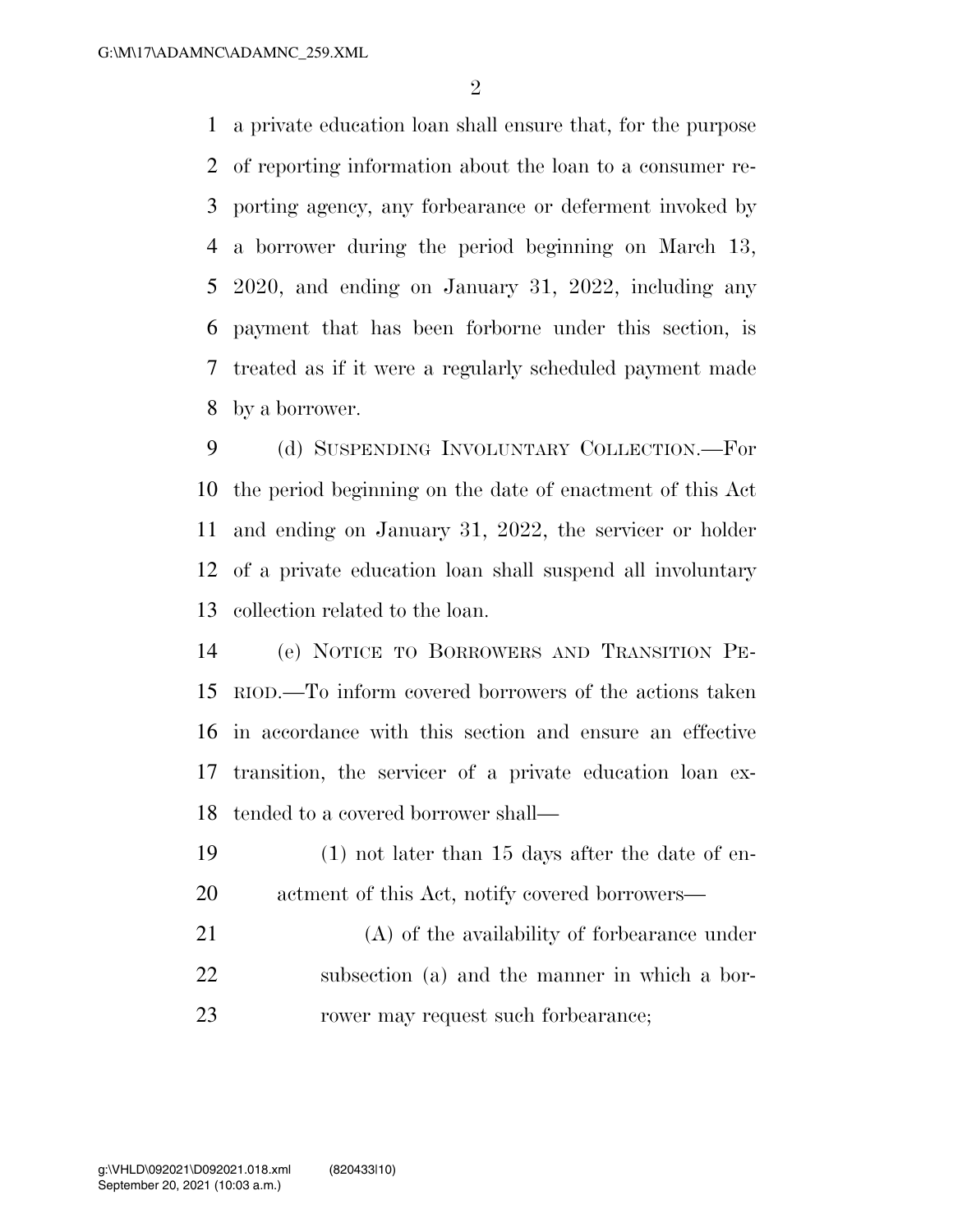a private education loan shall ensure that, for the purpose of reporting information about the loan to a consumer reporting agency, any forbearance or deferment invoked by a borrower during the period beginning on March 13, 2020, and ending on January 31, 2022, including any payment that has been forborne under this section, is treated as if it were a regularly scheduled payment made by a borrower.

(d) SUSPENDING INVOLUNTARY COLLECTION.—For the period beginning on the date of enactment of this Act and ending on January 31, 2022, the servicer or holder of a private education loan shall suspend all involuntary collection related to the loan.

(e) NOTICE TO BORROWERS AND TRANSITION PERIOD.—To inform covered borrowers of the actions taken in accordance with this section and ensure an effective transition, the servicer of a private education loan extended to a covered borrower shall—

(1) not later than 15 days after the date of enactment of this Act, notify covered borrowers—

(A) of the availability of forbearance under subsection (a) and the manner in which a borrower may request such forbearance;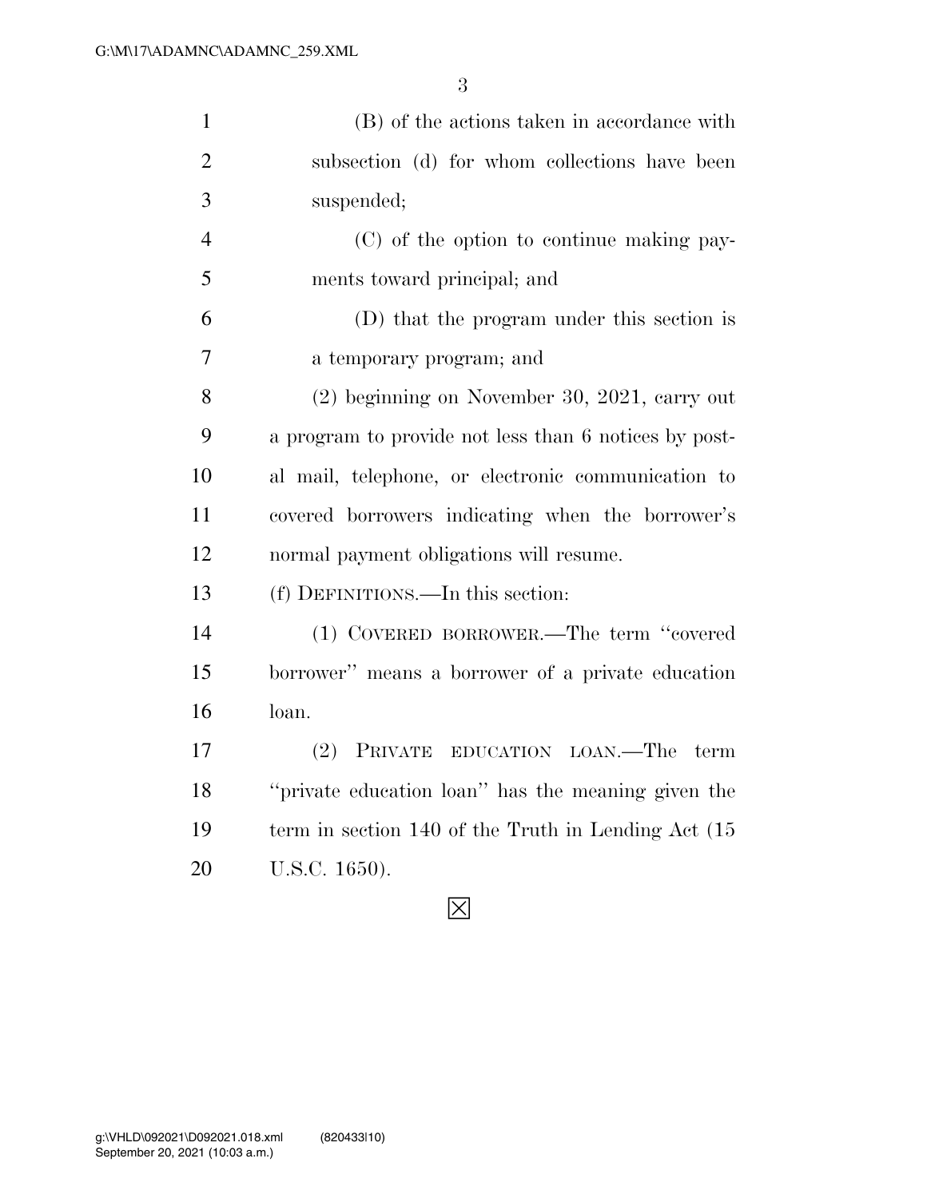(B) of the actions taken in accordance with subsection (d) for whom collections have been suspended;

(C) of the option to continue making payments toward principal; and

(D) that the program under this section is a temporary program; and

(2) beginning on November 30, 2021, carry out a program to provide not less than 6 notices by postal mail, telephone, or electronic communication to covered borrowers indicating when the borrower's normal payment obligations will resume.

(f) DEFINITIONS.—In this section:

(1) COVERED BORROWER.—The term "covered borrower" means a borrower of a private education loan.

(2) PRIVATE EDUCATION LOAN.—The term "private education loan" has the meaning given the term in section 140 of the Truth in Lending Act (15 U.S.C. 1650).